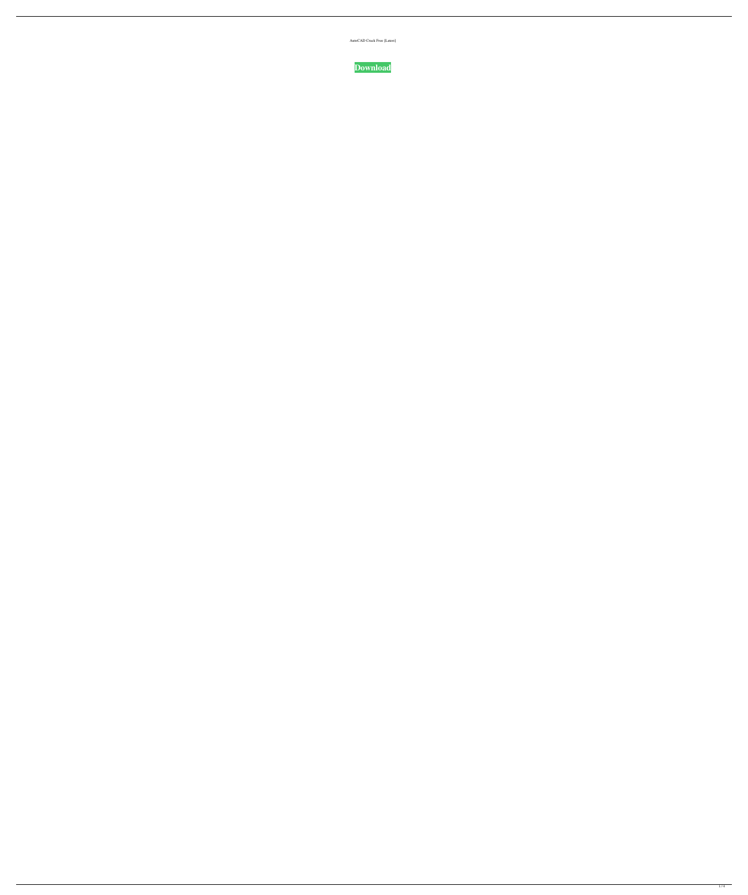AutoCAD Crack Free [Latest]

**Download**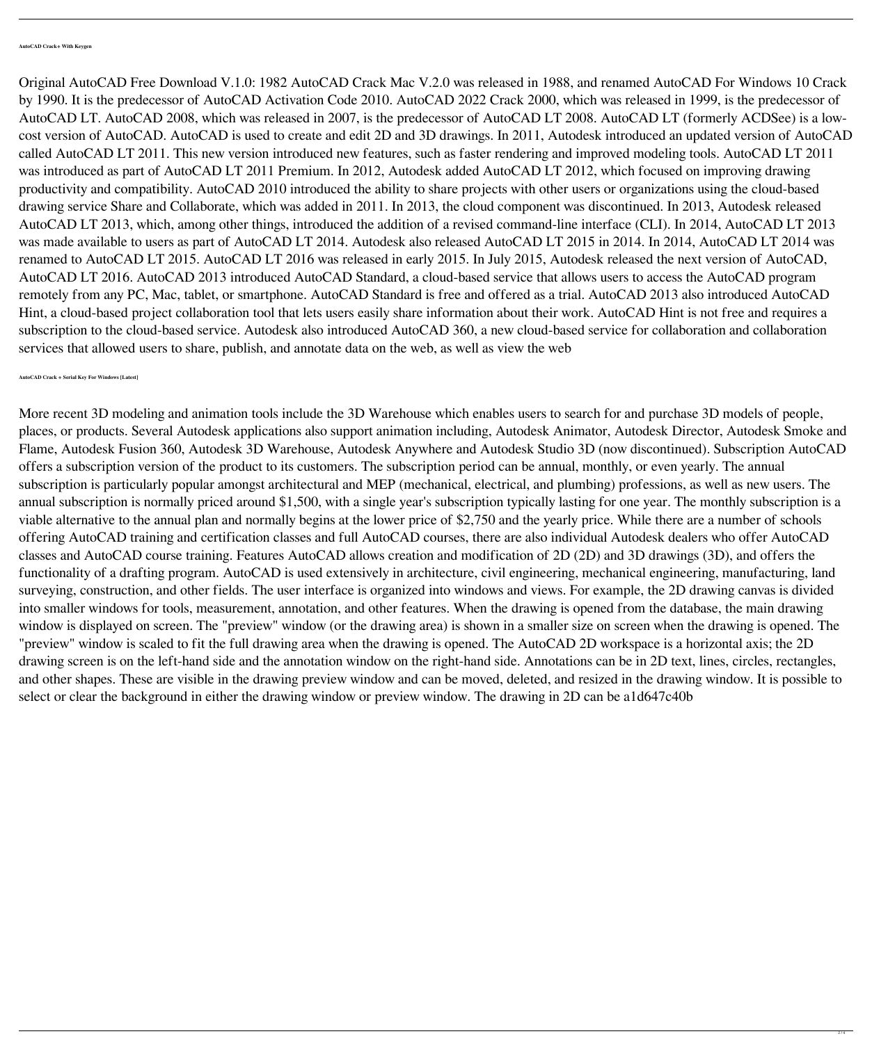**AutoCAD Crack+ With Keygen**

Original AutoCAD Free Download V.1.0: 1982 AutoCAD Crack Mac V.2.0 was released in 1988, and renamed AutoCAD For Windows 10 Crack by 1990. It is the predecessor of AutoCAD Activation Code 2010. AutoCAD 2022 Crack 2000, which was released in 1999, is the predecessor of AutoCAD LT. AutoCAD 2008, which was released in 2007, is the predecessor of AutoCAD LT 2008. AutoCAD LT (formerly ACDSee) is a low-cost version of AutoCAD. AutoCAD is used to create and edit 2D and 3D drawings. In 2011, Autodesk introduced an updated version of AutoCAD called AutoCAD LT 2011. This new version introduced new features, such as faster rendering and improved modeling tools. AutoCAD LT 2011 was introduced as part of AutoCAD LT 2011 Premium. In 2012, Autodesk added AutoCAD LT 2012, which focused on improving drawing productivity and compatibility. AutoCAD 2010 introduced the ability to share projects with other users or organizations using the cloud-based drawing service Share and Collaborate, which was added in 2011. In 2013, the cloud component was discontinued. In 2013, Autodesk released AutoCAD LT 2013, which, among other things, introduced the addition of a revised command-line interface (CLI). In 2014, AutoCAD LT 2013 was made available to users as part of AutoCAD LT 2014. Autodesk also released AutoCAD LT 2015 in 2014. In 2014, AutoCAD LT 2014 was renamed to AutoCAD LT 2015. AutoCAD LT 2016 was released in early 2015. In July 2015, Autodesk released the next version of AutoCAD, AutoCAD LT 2016. AutoCAD 2013 introduced AutoCAD Standard, a cloud-based service that allows users to access the AutoCAD program remotely from any PC, Mac, tablet, or smartphone. AutoCAD Standard is free and offered as a trial. AutoCAD 2013 also introduced AutoCAD Hint, a cloud-based project collaboration tool that lets users easily share information about their work. AutoCAD Hint is not free and requires a subscription to the cloud-based service. Autodesk also introduced AutoCAD 360, a new cloud-based service for collaboration and collaboration services that allowed users to share, publish, and annotate data on the web, as well as view the web

**AutoCAD Crack + Serial Key For Windows [Latest]**

More recent 3D modeling and animation tools include the 3D Warehouse which enables users to search for and purchase 3D models of people, places, or products. Several Autodesk applications also support animation including, Autodesk Animator, Autodesk Director, Autodesk Smoke and Flame, Autodesk Fusion 360, Autodesk 3D Warehouse, Autodesk Anywhere and Autodesk Studio 3D (now discontinued). Subscription AutoCAD offers a subscription version of the product to its customers. The subscription period can be annual, monthly, or even yearly. The annual subscription is particularly popular amongst architectural and MEP (mechanical, electrical, and plumbing) professions, as well as new users. The annual subscription is normally priced around $1,500, with a single year's subscription typically lasting for one year. The monthly subscription is a viable alternative to the annual plan and normally begins at the lower price of $2,750 and the yearly price. While there are a number of schools offering AutoCAD training and certification classes and full AutoCAD courses, there are also individual Autodesk dealers who offer AutoCAD classes and AutoCAD course training. Features AutoCAD allows creation and modification of 2D (2D) and 3D drawings (3D), and offers the functionality of a drafting program. AutoCAD is used extensively in architecture, civil engineering, mechanical engineering, manufacturing, land surveying, construction, and other fields. The user interface is organized into windows and views. For example, the 2D drawing canvas is divided into smaller windows for tools, measurement, annotation, and other features. When the drawing is opened from the database, the main drawing window is displayed on screen. The "preview" window (or the drawing area) is shown in a smaller size on screen when the drawing is opened. The "preview" window is scaled to fit the full drawing area when the drawing is opened. The AutoCAD 2D workspace is a horizontal axis; the 2D drawing screen is on the left-hand side and the annotation window on the right-hand side. Annotations can be in 2D text, lines, circles, rectangles, and other shapes. These are visible in the drawing preview window and can be moved, deleted, and resized in the drawing window. It is possible to select or clear the background in either the drawing window or preview window. The drawing in 2D can be a1d647c40b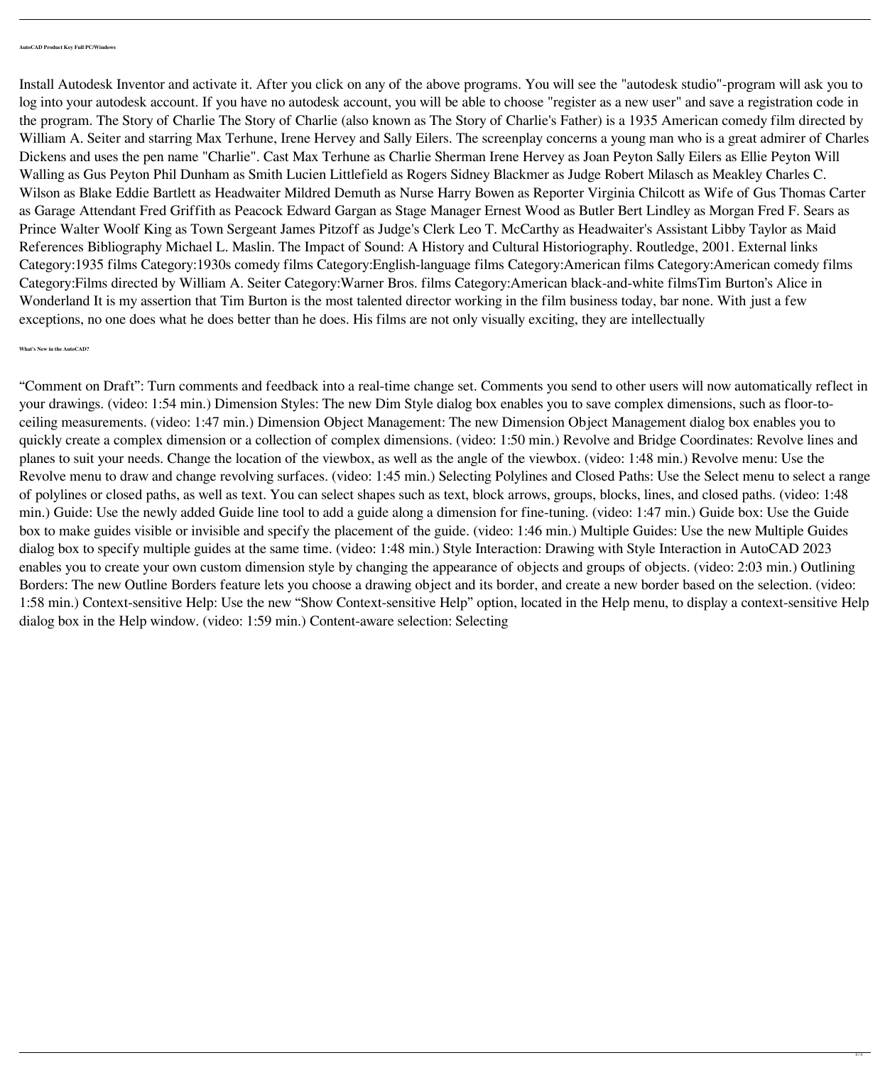**AutoCAD Product Key Full PC/Windows**

Install Autodesk Inventor and activate it. After you click on any of the above programs. You will see the "autodesk studio"-program will ask you to log into your autodesk account. If you have no autodesk account, you will be able to choose "register as a new user" and save a registration code in the program. The Story of Charlie The Story of Charlie (also known as The Story of Charlie's Father) is a 1935 American comedy film directed by William A. Seiter and starring Max Terhune, Irene Hervey and Sally Eilers. The screenplay concerns a young man who is a great admirer of Charles Dickens and uses the pen name "Charlie". Cast Max Terhune as Charlie Sherman Irene Hervey as Joan Peyton Sally Eilers as Ellie Peyton Will Walling as Gus Peyton Phil Dunham as Smith Lucien Littlefield as Rogers Sidney Blackmer as Judge Robert Milasch as Meakley Charles C. Wilson as Blake Eddie Bartlett as Headwaiter Mildred Demuth as Nurse Harry Bowen as Reporter Virginia Chilcott as Wife of Gus Thomas Carter as Garage Attendant Fred Griffith as Peacock Edward Gargan as Stage Manager Ernest Wood as Butler Bert Lindley as Morgan Fred F. Sears as Prince Walter Woolf King as Town Sergeant James Pitzoff as Judge's Clerk Leo T. McCarthy as Headwaiter's Assistant Libby Taylor as Maid References Bibliography Michael L. Maslin. The Impact of Sound: A History and Cultural Historiography. Routledge, 2001. External links Category:1935 films Category:1930s comedy films Category:English-language films Category:American films Category:American comedy films Category:Films directed by William A. Seiter Category:Warner Bros. films Category:American black-and-white filmsTim Burton's Alice in Wonderland It is my assertion that Tim Burton is the most talented director working in the film business today, bar none. With just a few exceptions, no one does what he does better than he does. His films are not only visually exciting, they are intellectually

**What's New in the AutoCAD?**

"Comment on Draft": Turn comments and feedback into a real-time change set. Comments you send to other users will now automatically reflect in your drawings. (video: 1:54 min.) Dimension Styles: The new Dim Style dialog box enables you to save complex dimensions, such as floor-to-ceiling measurements. (video: 1:47 min.) Dimension Object Management: The new Dimension Object Management dialog box enables you to quickly create a complex dimension or a collection of complex dimensions. (video: 1:50 min.) Revolve and Bridge Coordinates: Revolve lines and planes to suit your needs. Change the location of the viewbox, as well as the angle of the viewbox. (video: 1:48 min.) Revolve menu: Use the Revolve menu to draw and change revolving surfaces. (video: 1:45 min.) Selecting Polylines and Closed Paths: Use the Select menu to select a range of polylines or closed paths, as well as text. You can select shapes such as text, block arrows, groups, blocks, lines, and closed paths. (video: 1:48 min.) Guide: Use the newly added Guide line tool to add a guide along a dimension for fine-tuning. (video: 1:47 min.) Guide box: Use the Guide box to make guides visible or invisible and specify the placement of the guide. (video: 1:46 min.) Multiple Guides: Use the new Multiple Guides dialog box to specify multiple guides at the same time. (video: 1:48 min.) Style Interaction: Drawing with Style Interaction in AutoCAD 2023 enables you to create your own custom dimension style by changing the appearance of objects and groups of objects. (video: 2:03 min.) Outlining Borders: The new Outline Borders feature lets you choose a drawing object and its border, and create a new border based on the selection. (video: 1:58 min.) Context-sensitive Help: Use the new "Show Context-sensitive Help" option, located in the Help menu, to display a context-sensitive Help dialog box in the Help window. (video: 1:59 min.) Content-aware selection: Selecting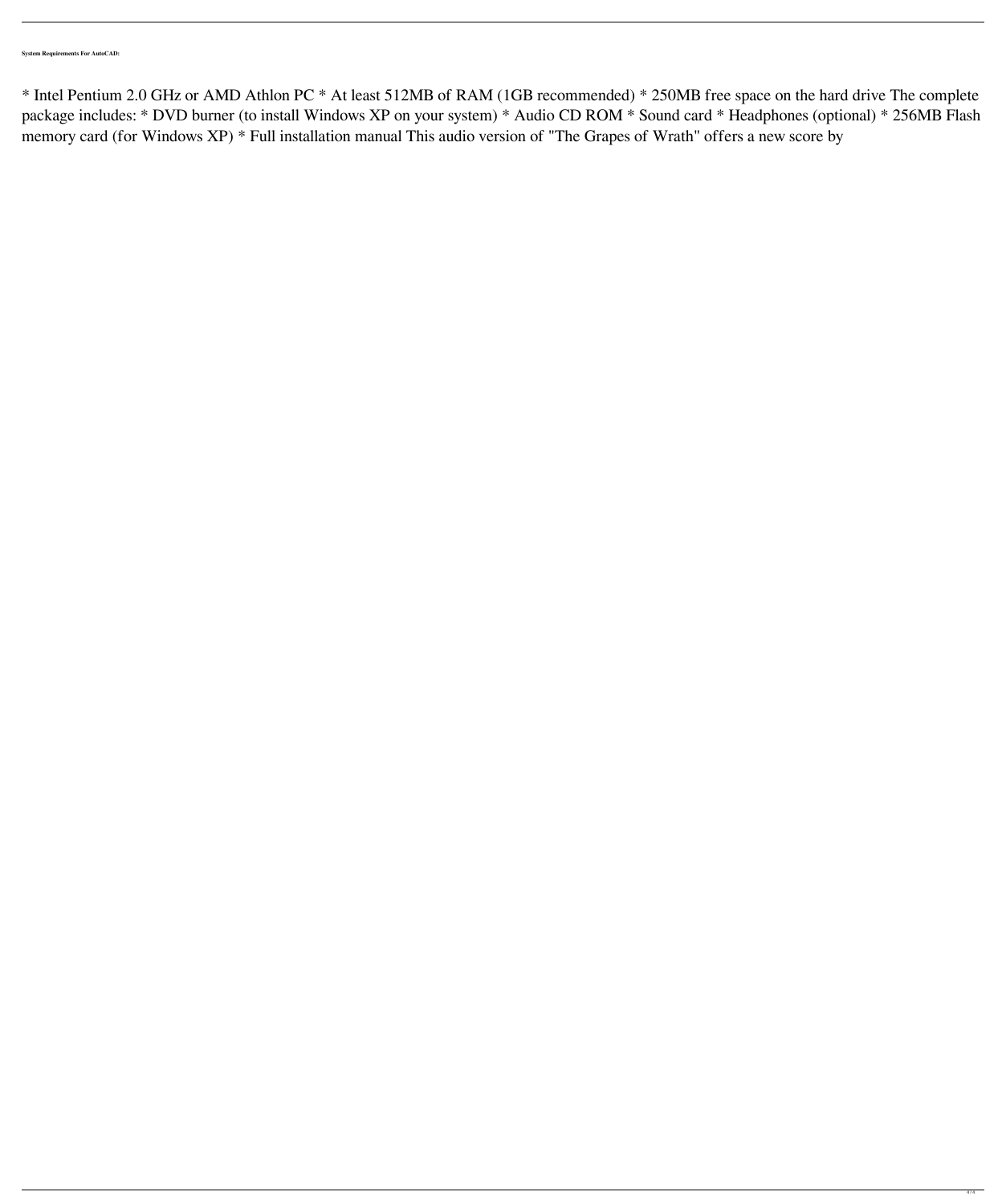**System Requirements For AutoCAD:**

* Intel Pentium 2.0 GHz or AMD Athlon PC * At least 512MB of RAM (1GB recommended) * 250MB free space on the hard drive The complete package includes: * DVD burner (to install Windows XP on your system) * Audio CD ROM * Sound card * Headphones (optional) * 256MB Flash memory card (for Windows XP) * Full installation manual This audio version of "The Grapes of Wrath" offers a new score by